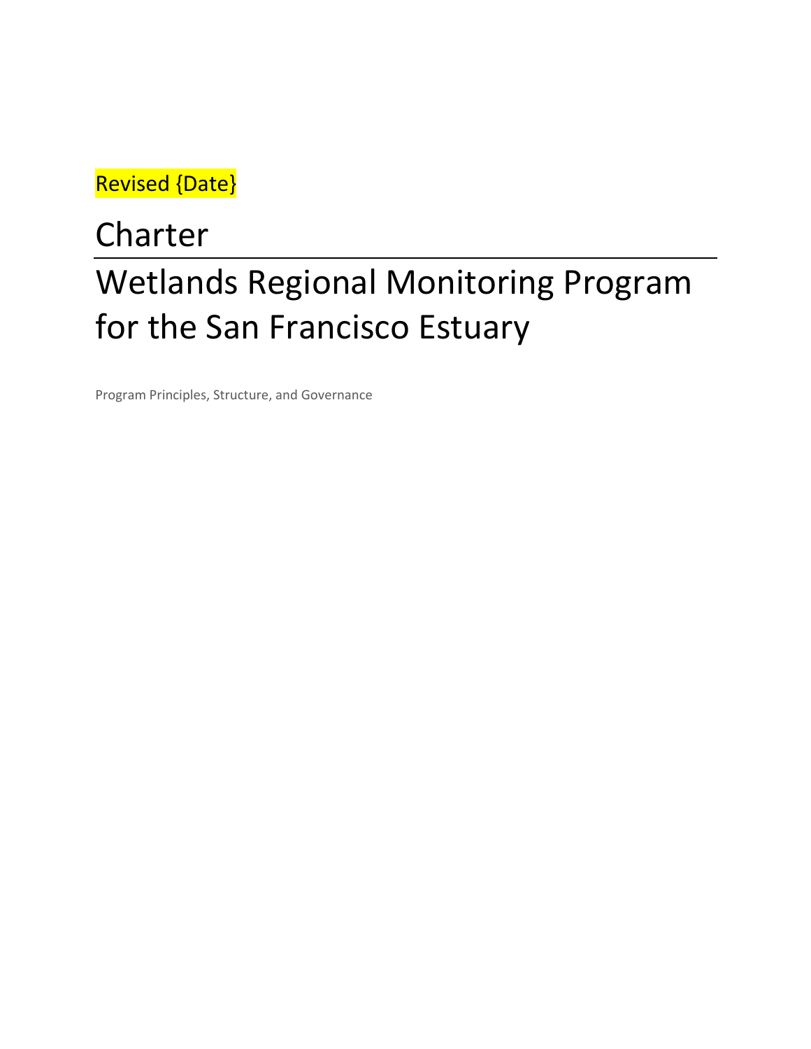Revised {Date}

# Charter

# Wetlands Regional Monitoring Program for the San Francisco Estuary

Program Principles, Structure, and Governance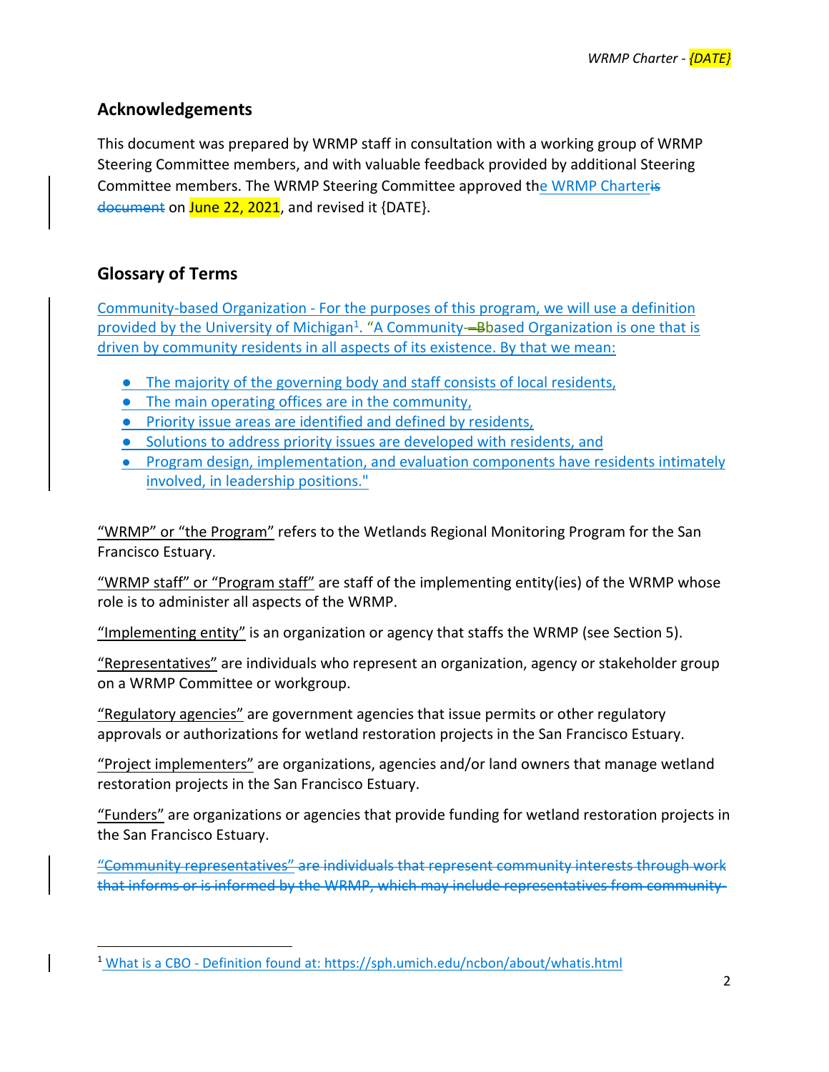## Acknowledgements

This document was prepared by WRMP staff in consultation with a working group of WRMP Steering Committee members, and with valuable feedback provided by additional Steering Committee members. The WRMP Steering Committee approved the WRMP Charter~~is document~~ on June 22, 2021, and revised it {DATE}.

## Glossary of Terms

Community-based Organization - For the purposes of this program, we will use a definition provided by the University of Michigan[1]. "A Community-~~-B~~based Organization is one that is driven by community residents in all aspects of its existence. By that we mean:

- The majority of the governing body and staff consists of local residents,
- The main operating offices are in the community,
- Priority issue areas are identified and defined by residents,
- Solutions to address priority issues are developed with residents, and
- Program design, implementation, and evaluation components have residents intimately involved, in leadership positions."

"WRMP" or "the Program" refers to the Wetlands Regional Monitoring Program for the San Francisco Estuary.

"WRMP staff" or "Program staff" are staff of the implementing entity(ies) of the WRMP whose role is to administer all aspects of the WRMP.

"Implementing entity" is an organization or agency that staffs the WRMP (see Section 5).

"Representatives" are individuals who represent an organization, agency or stakeholder group on a WRMP Committee or workgroup.

"Regulatory agencies" are government agencies that issue permits or other regulatory approvals or authorizations for wetland restoration projects in the San Francisco Estuary.

"Project implementers" are organizations, agencies and/or land owners that manage wetland restoration projects in the San Francisco Estuary.

"Funders" are organizations or agencies that provide funding for wetland restoration projects in the San Francisco Estuary.

~~"Community representatives" are individuals that represent community interests through work that informs or is informed by the WRMP, which may include representatives from community~~

[1] What is a CBO - Definition found at: https://sph.umich.edu/ncbon/about/whatis.html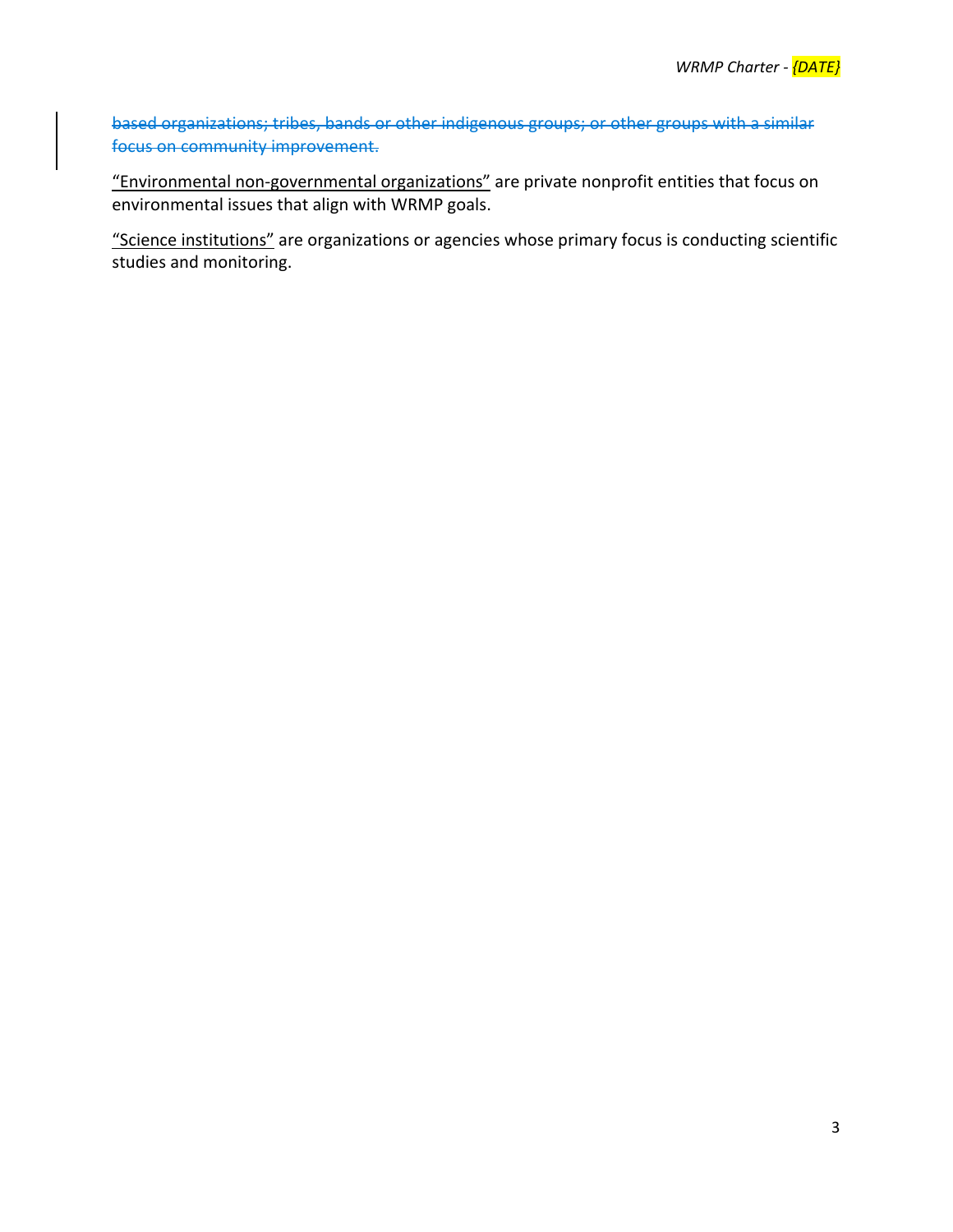~~based organizations; tribes, bands or other indigenous groups; or other groups with a similar focus on community improvement.~~

<u>"Environmental non-governmental organizations"</u> are private nonprofit entities that focus on environmental issues that align with WRMP goals.

<u>"Science institutions"</u> are organizations or agencies whose primary focus is conducting scientific studies and monitoring.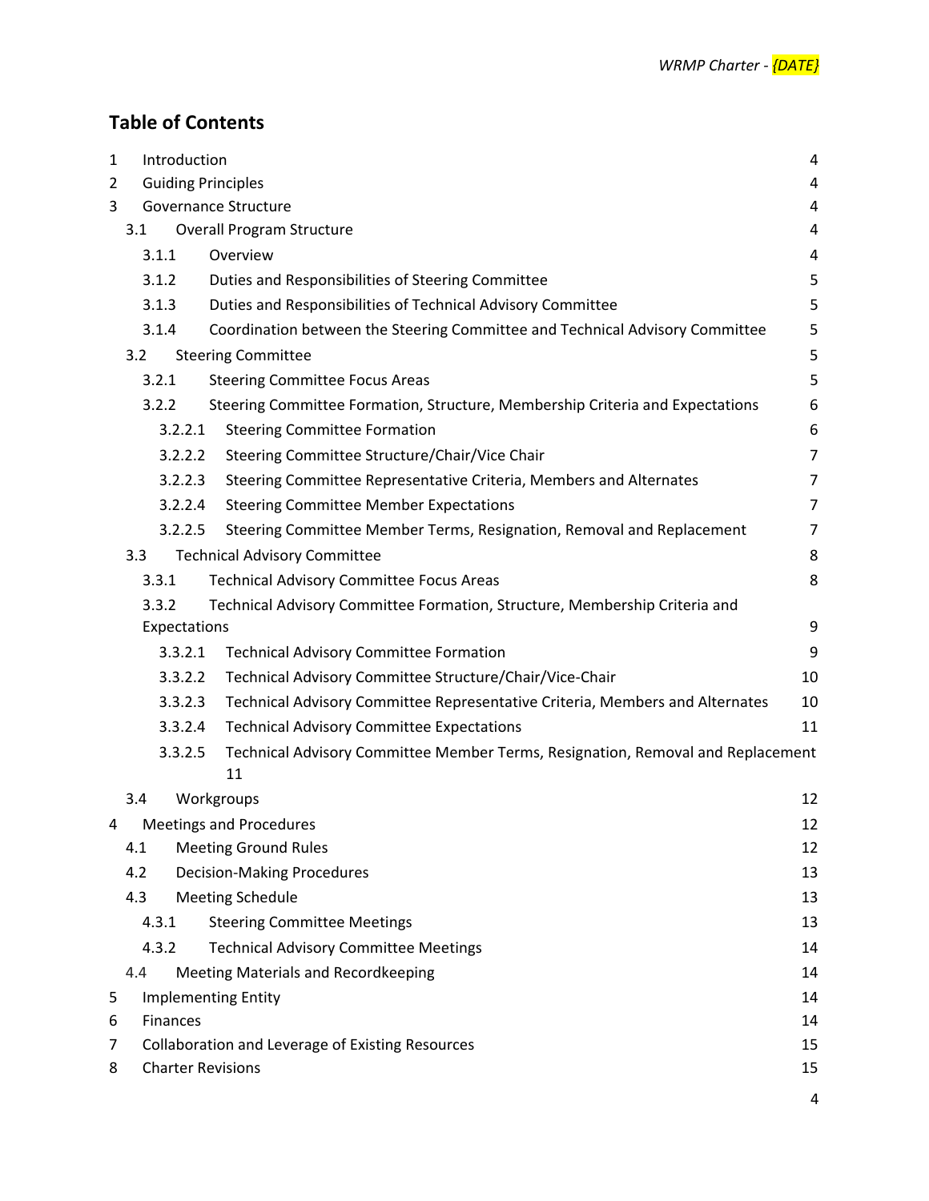# Table of Contents

- 1 Introduction 4
- 2 Guiding Principles 4
- 3 Governance Structure 4
  - 3.1 Overall Program Structure 4
    - 3.1.1 Overview 4
    - 3.1.2 Duties and Responsibilities of Steering Committee 5
    - 3.1.3 Duties and Responsibilities of Technical Advisory Committee 5
    - 3.1.4 Coordination between the Steering Committee and Technical Advisory Committee 5
  - 3.2 Steering Committee 5
    - 3.2.1 Steering Committee Focus Areas 5
    - 3.2.2 Steering Committee Formation, Structure, Membership Criteria and Expectations 6
      - 3.2.2.1 Steering Committee Formation 6
      - 3.2.2.2 Steering Committee Structure/Chair/Vice Chair 7
      - 3.2.2.3 Steering Committee Representative Criteria, Members and Alternates 7
      - 3.2.2.4 Steering Committee Member Expectations 7
      - 3.2.2.5 Steering Committee Member Terms, Resignation, Removal and Replacement 7
  - 3.3 Technical Advisory Committee 8
    - 3.3.1 Technical Advisory Committee Focus Areas 8
    - 3.3.2 Technical Advisory Committee Formation, Structure, Membership Criteria and Expectations 9
      - 3.3.2.1 Technical Advisory Committee Formation 9
      - 3.3.2.2 Technical Advisory Committee Structure/Chair/Vice-Chair 10
      - 3.3.2.3 Technical Advisory Committee Representative Criteria, Members and Alternates 10
      - 3.3.2.4 Technical Advisory Committee Expectations 11
      - 3.3.2.5 Technical Advisory Committee Member Terms, Resignation, Removal and Replacement 11
  - 3.4 Workgroups 12
- 4 Meetings and Procedures 12
  - 4.1 Meeting Ground Rules 12
  - 4.2 Decision-Making Procedures 13
  - 4.3 Meeting Schedule 13
    - 4.3.1 Steering Committee Meetings 13
    - 4.3.2 Technical Advisory Committee Meetings 14
  - 4.4 Meeting Materials and Recordkeeping 14
- 5 Implementing Entity 14
- 6 Finances 14
- 7 Collaboration and Leverage of Existing Resources 15
- 8 Charter Revisions 15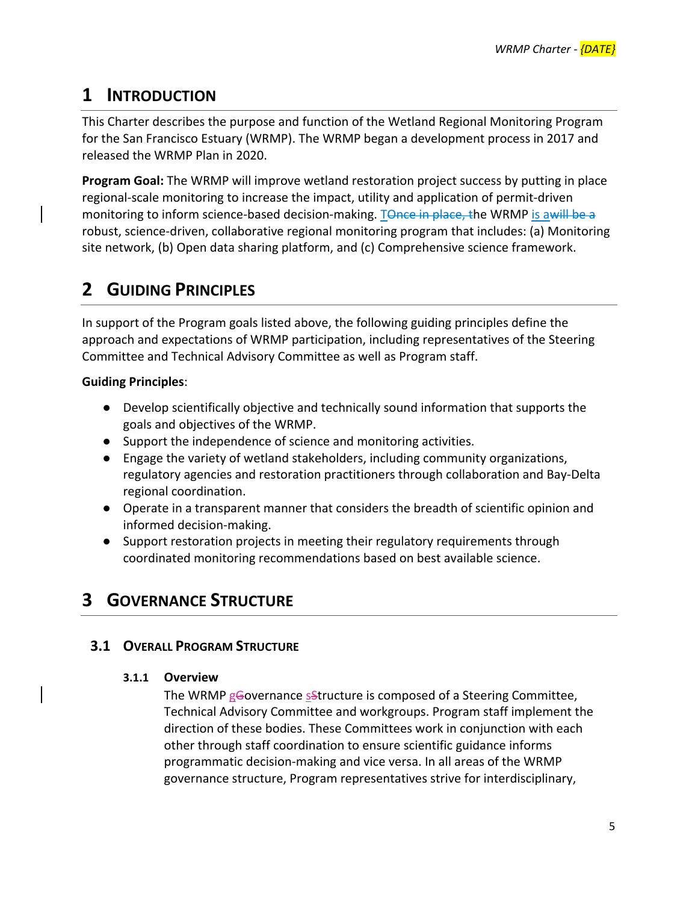# 1 INTRODUCTION

This Charter describes the purpose and function of the Wetland Regional Monitoring Program for the San Francisco Estuary (WRMP). The WRMP began a development process in 2017 and released the WRMP Plan in 2020.

**Program Goal:** The WRMP will improve wetland restoration project success by putting in place regional-scale monitoring to increase the impact, utility and application of permit-driven monitoring to inform science-based decision-making. T~~Once in place, t~~he WRMP is a~~will be a~~ robust, science-driven, collaborative regional monitoring program that includes: (a) Monitoring site network, (b) Open data sharing platform, and (c) Comprehensive science framework.

# 2 GUIDING PRINCIPLES

In support of the Program goals listed above, the following guiding principles define the approach and expectations of WRMP participation, including representatives of the Steering Committee and Technical Advisory Committee as well as Program staff.

**Guiding Principles**:

- Develop scientifically objective and technically sound information that supports the goals and objectives of the WRMP.
- Support the independence of science and monitoring activities.
- Engage the variety of wetland stakeholders, including community organizations, regulatory agencies and restoration practitioners through collaboration and Bay-Delta regional coordination.
- Operate in a transparent manner that considers the breadth of scientific opinion and informed decision-making.
- Support restoration projects in meeting their regulatory requirements through coordinated monitoring recommendations based on best available science.

# 3 GOVERNANCE STRUCTURE

## 3.1 OVERALL PROGRAM STRUCTURE

### 3.1.1 Overview

The WRMP g~~G~~overnance s~~S~~tructure is composed of a Steering Committee, Technical Advisory Committee and workgroups. Program staff implement the direction of these bodies. These Committees work in conjunction with each other through staff coordination to ensure scientific guidance informs programmatic decision-making and vice versa. In all areas of the WRMP governance structure, Program representatives strive for interdisciplinary,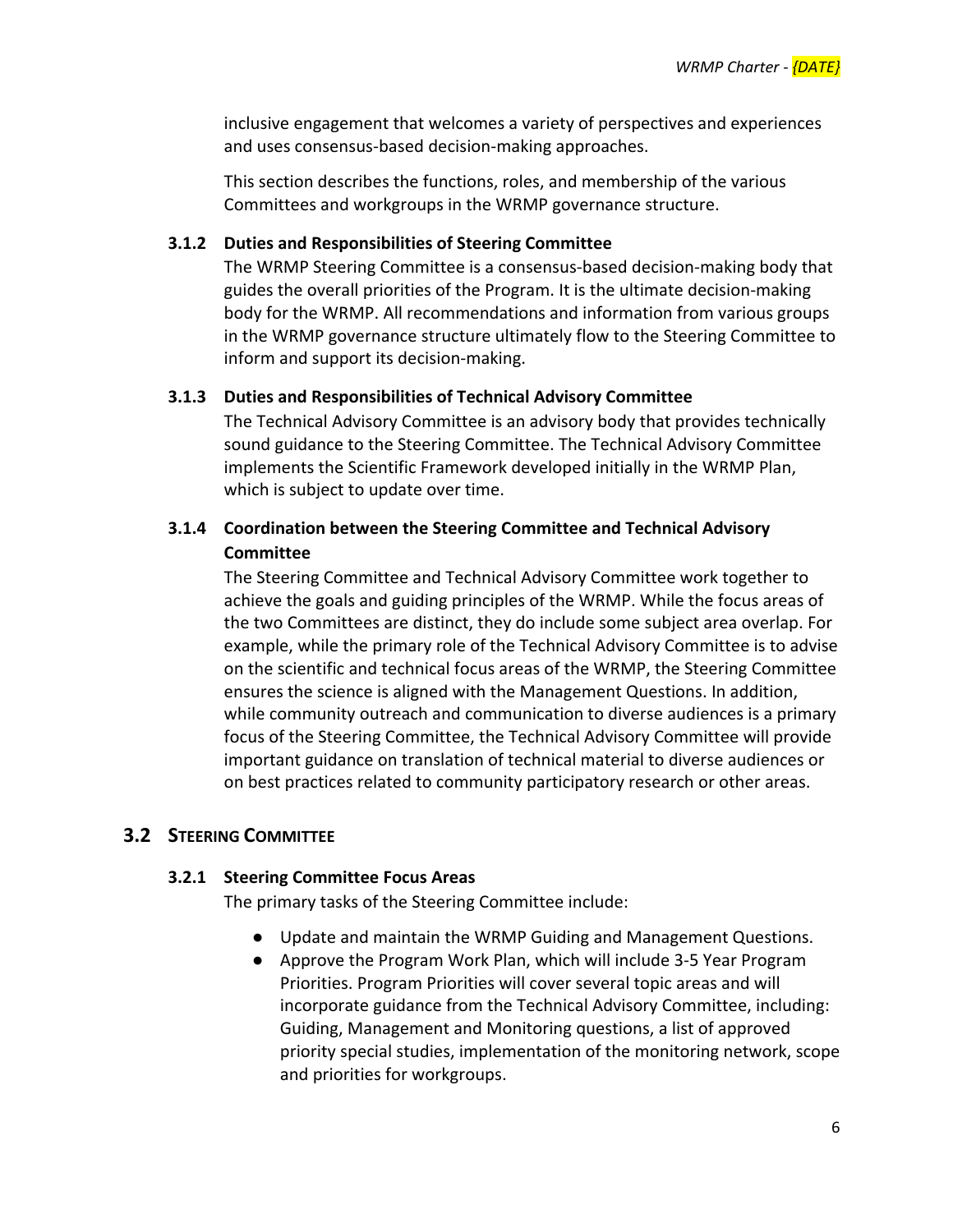inclusive engagement that welcomes a variety of perspectives and experiences and uses consensus-based decision-making approaches.

This section describes the functions, roles, and membership of the various Committees and workgroups in the WRMP governance structure.

### 3.1.2 Duties and Responsibilities of Steering Committee

The WRMP Steering Committee is a consensus-based decision-making body that guides the overall priorities of the Program. It is the ultimate decision-making body for the WRMP. All recommendations and information from various groups in the WRMP governance structure ultimately flow to the Steering Committee to inform and support its decision-making.

### 3.1.3 Duties and Responsibilities of Technical Advisory Committee

The Technical Advisory Committee is an advisory body that provides technically sound guidance to the Steering Committee. The Technical Advisory Committee implements the Scientific Framework developed initially in the WRMP Plan, which is subject to update over time.

### 3.1.4 Coordination between the Steering Committee and Technical Advisory Committee

The Steering Committee and Technical Advisory Committee work together to achieve the goals and guiding principles of the WRMP. While the focus areas of the two Committees are distinct, they do include some subject area overlap. For example, while the primary role of the Technical Advisory Committee is to advise on the scientific and technical focus areas of the WRMP, the Steering Committee ensures the science is aligned with the Management Questions. In addition, while community outreach and communication to diverse audiences is a primary focus of the Steering Committee, the Technical Advisory Committee will provide important guidance on translation of technical material to diverse audiences or on best practices related to community participatory research or other areas.

## 3.2 Steering Committee

### 3.2.1 Steering Committee Focus Areas

The primary tasks of the Steering Committee include:

- Update and maintain the WRMP Guiding and Management Questions.
- Approve the Program Work Plan, which will include 3-5 Year Program Priorities. Program Priorities will cover several topic areas and will incorporate guidance from the Technical Advisory Committee, including: Guiding, Management and Monitoring questions, a list of approved priority special studies, implementation of the monitoring network, scope and priorities for workgroups.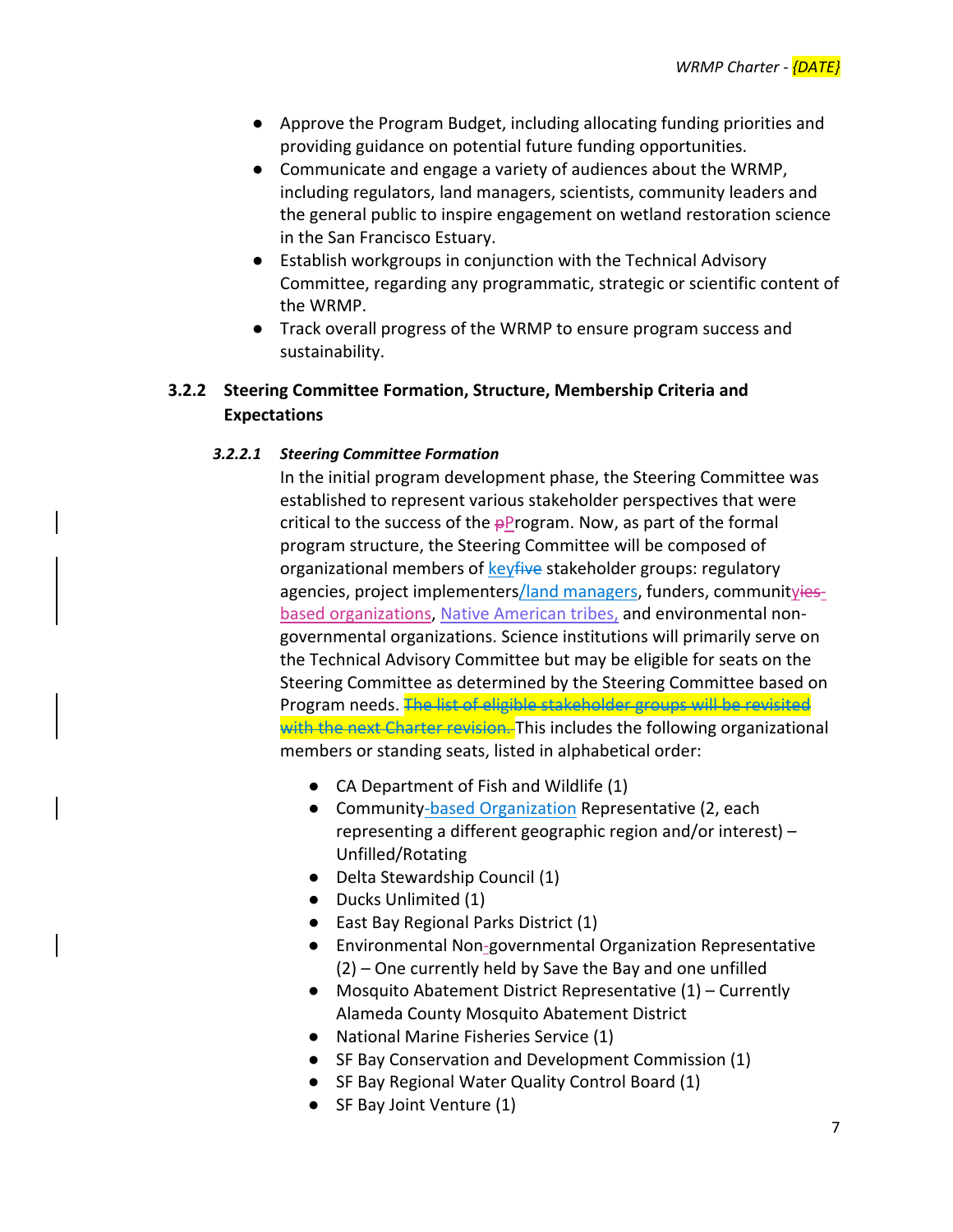- Approve the Program Budget, including allocating funding priorities and providing guidance on potential future funding opportunities.
- Communicate and engage a variety of audiences about the WRMP, including regulators, land managers, scientists, community leaders and the general public to inspire engagement on wetland restoration science in the San Francisco Estuary.
- Establish workgroups in conjunction with the Technical Advisory Committee, regarding any programmatic, strategic or scientific content of the WRMP.
- Track overall progress of the WRMP to ensure program success and sustainability.

### 3.2.2 Steering Committee Formation, Structure, Membership Criteria and Expectations

#### *3.2.2.1 Steering Committee Formation*

In the initial program development phase, the Steering Committee was established to represent various stakeholder perspectives that were critical to the success of the ~~p~~Program. Now, as part of the formal program structure, the Steering Committee will be composed of organizational members of key~~five~~ stakeholder groups: regulatory agencies, project implementers/land managers, funders, community~~ies~~ based organizations, Native American tribes, and environmental non-governmental organizations. Science institutions will primarily serve on the Technical Advisory Committee but may be eligible for seats on the Steering Committee as determined by the Steering Committee based on Program needs. ~~The list of eligible stakeholder groups will be revisited with the next Charter revision.~~ This includes the following organizational members or standing seats, listed in alphabetical order:

- CA Department of Fish and Wildlife (1)
- Community-based Organization Representative (2, each representing a different geographic region and/or interest) – Unfilled/Rotating
- Delta Stewardship Council (1)
- Ducks Unlimited (1)
- East Bay Regional Parks District (1)
- Environmental Non-governmental Organization Representative (2) – One currently held by Save the Bay and one unfilled
- Mosquito Abatement District Representative (1) – Currently Alameda County Mosquito Abatement District
- National Marine Fisheries Service (1)
- SF Bay Conservation and Development Commission (1)
- SF Bay Regional Water Quality Control Board (1)
- SF Bay Joint Venture (1)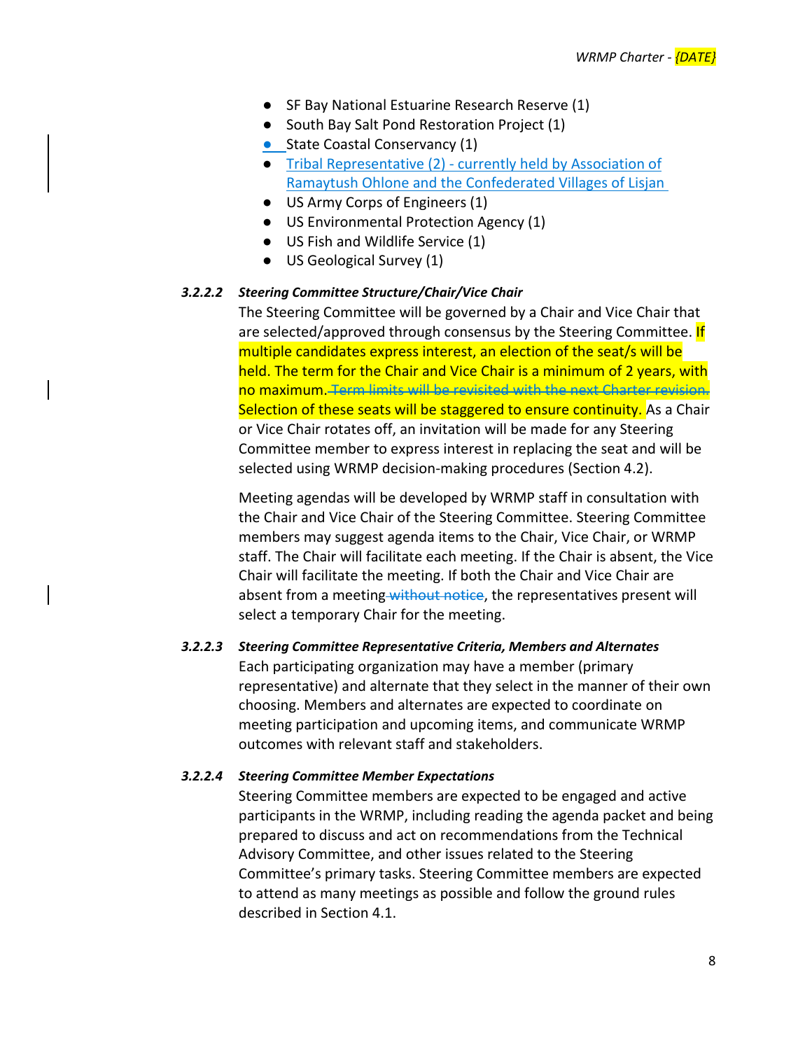- SF Bay National Estuarine Research Reserve (1)
- South Bay Salt Pond Restoration Project (1)
- State Coastal Conservancy (1)
- Tribal Representative (2) - currently held by Association of Ramaytush Ohlone and the Confederated Villages of Lisjan
- US Army Corps of Engineers (1)
- US Environmental Protection Agency (1)
- US Fish and Wildlife Service (1)
- US Geological Survey (1)

#### *3.2.2.2 Steering Committee Structure/Chair/Vice Chair*

The Steering Committee will be governed by a Chair and Vice Chair that are selected/approved through consensus by the Steering Committee. If multiple candidates express interest, an election of the seat/s will be held. The term for the Chair and Vice Chair is a minimum of 2 years, with no maximum. ~~Term limits will be revisited with the next Charter revision.~~ Selection of these seats will be staggered to ensure continuity. As a Chair or Vice Chair rotates off, an invitation will be made for any Steering Committee member to express interest in replacing the seat and will be selected using WRMP decision-making procedures (Section 4.2).

Meeting agendas will be developed by WRMP staff in consultation with the Chair and Vice Chair of the Steering Committee. Steering Committee members may suggest agenda items to the Chair, Vice Chair, or WRMP staff. The Chair will facilitate each meeting. If the Chair is absent, the Vice Chair will facilitate the meeting. If both the Chair and Vice Chair are absent from a meeting ~~without notice~~, the representatives present will select a temporary Chair for the meeting.

#### *3.2.2.3 Steering Committee Representative Criteria, Members and Alternates*

Each participating organization may have a member (primary representative) and alternate that they select in the manner of their own choosing. Members and alternates are expected to coordinate on meeting participation and upcoming items, and communicate WRMP outcomes with relevant staff and stakeholders.

#### *3.2.2.4 Steering Committee Member Expectations*

Steering Committee members are expected to be engaged and active participants in the WRMP, including reading the agenda packet and being prepared to discuss and act on recommendations from the Technical Advisory Committee, and other issues related to the Steering Committee's primary tasks. Steering Committee members are expected to attend as many meetings as possible and follow the ground rules described in Section 4.1.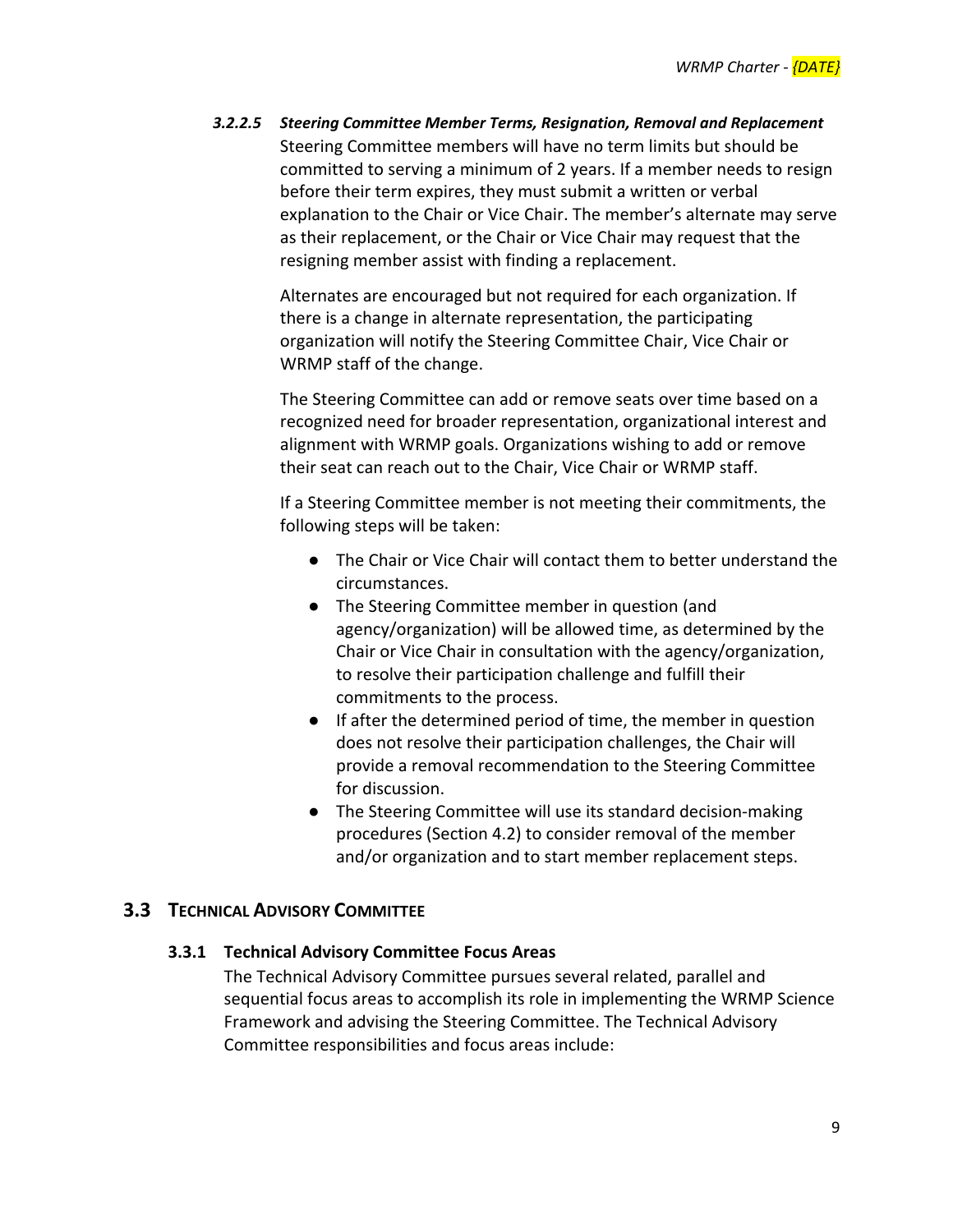##### *3.2.2.5 Steering Committee Member Terms, Resignation, Removal and Replacement*

Steering Committee members will have no term limits but should be committed to serving a minimum of 2 years. If a member needs to resign before their term expires, they must submit a written or verbal explanation to the Chair or Vice Chair. The member's alternate may serve as their replacement, or the Chair or Vice Chair may request that the resigning member assist with finding a replacement.

Alternates are encouraged but not required for each organization. If there is a change in alternate representation, the participating organization will notify the Steering Committee Chair, Vice Chair or WRMP staff of the change.

The Steering Committee can add or remove seats over time based on a recognized need for broader representation, organizational interest and alignment with WRMP goals. Organizations wishing to add or remove their seat can reach out to the Chair, Vice Chair or WRMP staff.

If a Steering Committee member is not meeting their commitments, the following steps will be taken:

- The Chair or Vice Chair will contact them to better understand the circumstances.
- The Steering Committee member in question (and agency/organization) will be allowed time, as determined by the Chair or Vice Chair in consultation with the agency/organization, to resolve their participation challenge and fulfill their commitments to the process.
- If after the determined period of time, the member in question does not resolve their participation challenges, the Chair will provide a removal recommendation to the Steering Committee for discussion.
- The Steering Committee will use its standard decision-making procedures (Section 4.2) to consider removal of the member and/or organization and to start member replacement steps.

## 3.3 Technical Advisory Committee

### 3.3.1 Technical Advisory Committee Focus Areas

The Technical Advisory Committee pursues several related, parallel and sequential focus areas to accomplish its role in implementing the WRMP Science Framework and advising the Steering Committee. The Technical Advisory Committee responsibilities and focus areas include: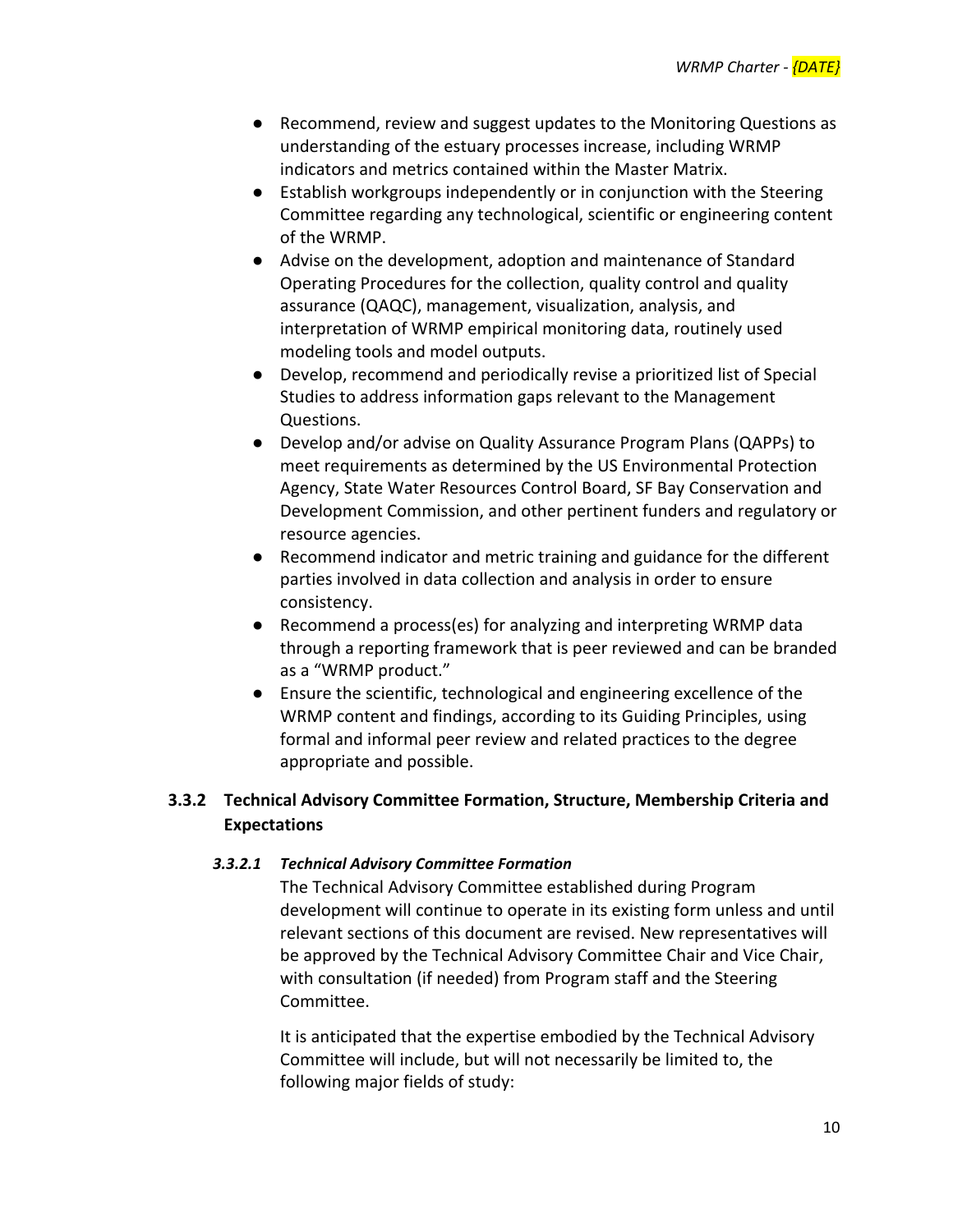- Recommend, review and suggest updates to the Monitoring Questions as understanding of the estuary processes increase, including WRMP indicators and metrics contained within the Master Matrix.
- Establish workgroups independently or in conjunction with the Steering Committee regarding any technological, scientific or engineering content of the WRMP.
- Advise on the development, adoption and maintenance of Standard Operating Procedures for the collection, quality control and quality assurance (QAQC), management, visualization, analysis, and interpretation of WRMP empirical monitoring data, routinely used modeling tools and model outputs.
- Develop, recommend and periodically revise a prioritized list of Special Studies to address information gaps relevant to the Management Questions.
- Develop and/or advise on Quality Assurance Program Plans (QAPPs) to meet requirements as determined by the US Environmental Protection Agency, State Water Resources Control Board, SF Bay Conservation and Development Commission, and other pertinent funders and regulatory or resource agencies.
- Recommend indicator and metric training and guidance for the different parties involved in data collection and analysis in order to ensure consistency.
- Recommend a process(es) for analyzing and interpreting WRMP data through a reporting framework that is peer reviewed and can be branded as a "WRMP product."
- Ensure the scientific, technological and engineering excellence of the WRMP content and findings, according to its Guiding Principles, using formal and informal peer review and related practices to the degree appropriate and possible.

### 3.3.2 Technical Advisory Committee Formation, Structure, Membership Criteria and Expectations

#### *3.3.2.1 Technical Advisory Committee Formation*

The Technical Advisory Committee established during Program development will continue to operate in its existing form unless and until relevant sections of this document are revised. New representatives will be approved by the Technical Advisory Committee Chair and Vice Chair, with consultation (if needed) from Program staff and the Steering Committee.

It is anticipated that the expertise embodied by the Technical Advisory Committee will include, but will not necessarily be limited to, the following major fields of study: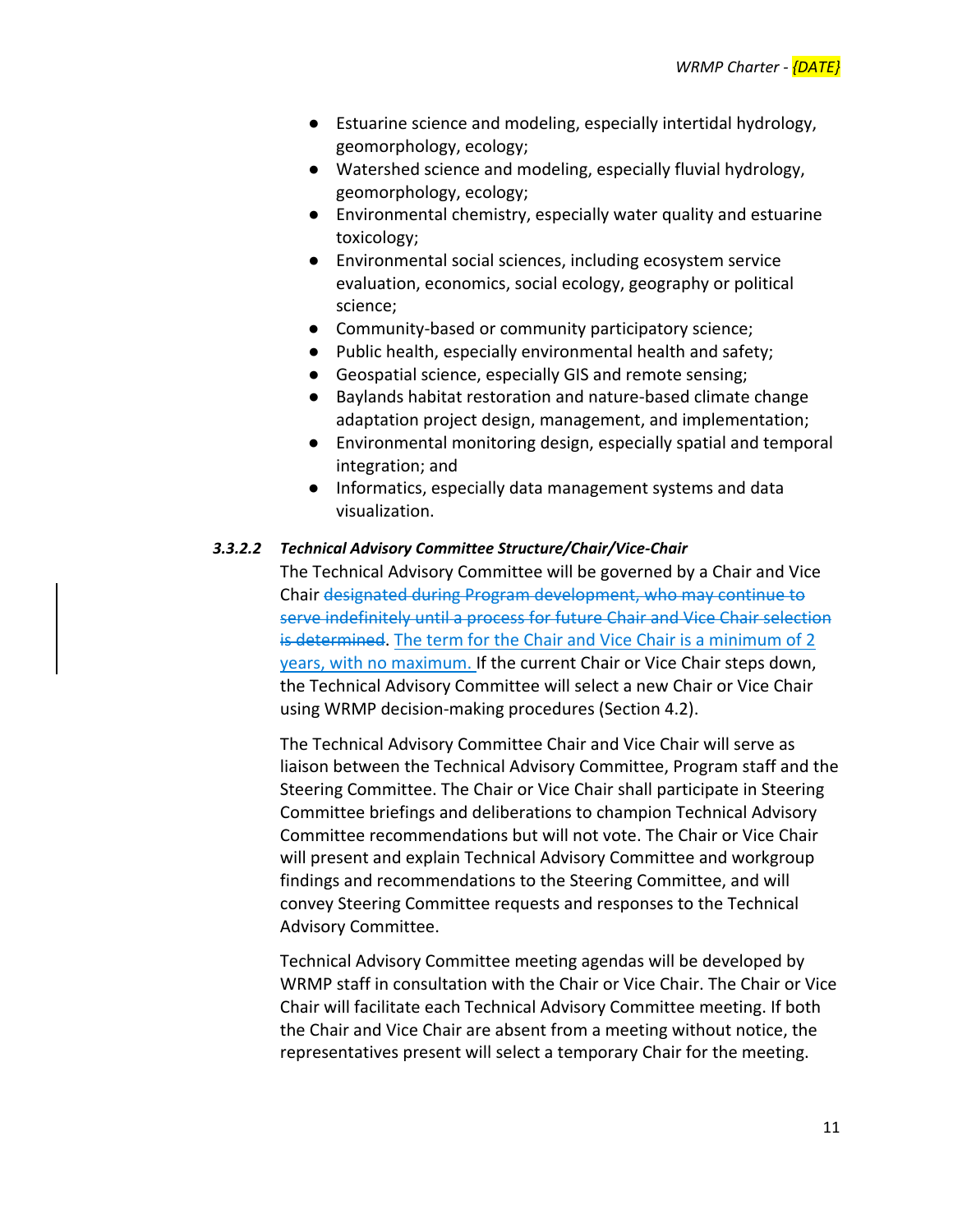- Estuarine science and modeling, especially intertidal hydrology, geomorphology, ecology;
- Watershed science and modeling, especially fluvial hydrology, geomorphology, ecology;
- Environmental chemistry, especially water quality and estuarine toxicology;
- Environmental social sciences, including ecosystem service evaluation, economics, social ecology, geography or political science;
- Community-based or community participatory science;
- Public health, especially environmental health and safety;
- Geospatial science, especially GIS and remote sensing;
- Baylands habitat restoration and nature-based climate change adaptation project design, management, and implementation;
- Environmental monitoring design, especially spatial and temporal integration; and
- Informatics, especially data management systems and data visualization.

#### *3.3.2.2 Technical Advisory Committee Structure/Chair/Vice-Chair*

The Technical Advisory Committee will be governed by a Chair and Vice Chair ~~designated during Program development, who may continue to serve indefinitely until a process for future Chair and Vice Chair selection is determined~~. The term for the Chair and Vice Chair is a minimum of 2 years, with no maximum. If the current Chair or Vice Chair steps down, the Technical Advisory Committee will select a new Chair or Vice Chair using WRMP decision-making procedures (Section 4.2).

The Technical Advisory Committee Chair and Vice Chair will serve as liaison between the Technical Advisory Committee, Program staff and the Steering Committee. The Chair or Vice Chair shall participate in Steering Committee briefings and deliberations to champion Technical Advisory Committee recommendations but will not vote. The Chair or Vice Chair will present and explain Technical Advisory Committee and workgroup findings and recommendations to the Steering Committee, and will convey Steering Committee requests and responses to the Technical Advisory Committee.

Technical Advisory Committee meeting agendas will be developed by WRMP staff in consultation with the Chair or Vice Chair. The Chair or Vice Chair will facilitate each Technical Advisory Committee meeting. If both the Chair and Vice Chair are absent from a meeting without notice, the representatives present will select a temporary Chair for the meeting.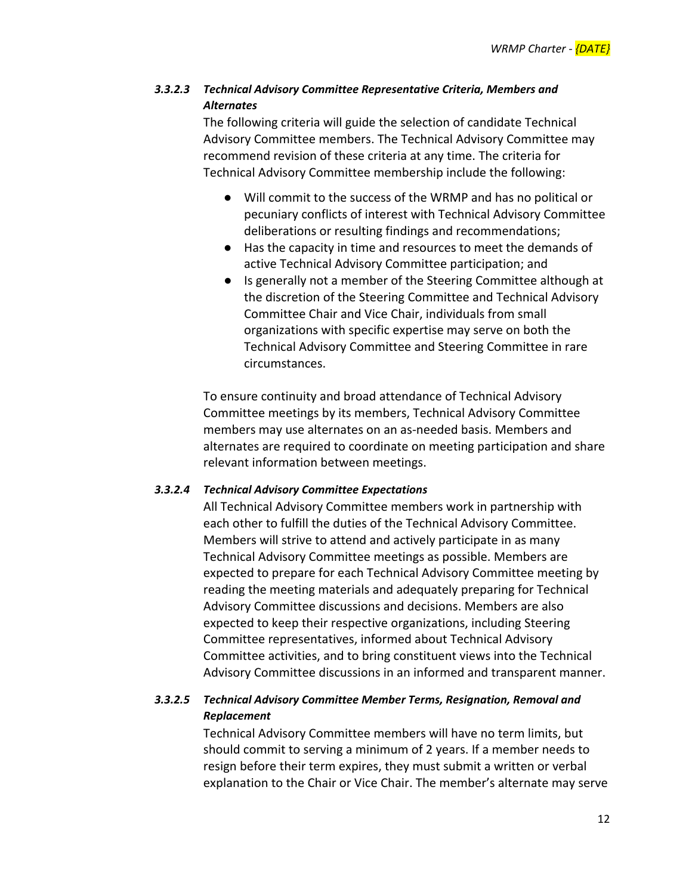#### *3.3.2.3 Technical Advisory Committee Representative Criteria, Members and Alternates*

The following criteria will guide the selection of candidate Technical Advisory Committee members. The Technical Advisory Committee may recommend revision of these criteria at any time. The criteria for Technical Advisory Committee membership include the following:

- Will commit to the success of the WRMP and has no political or pecuniary conflicts of interest with Technical Advisory Committee deliberations or resulting findings and recommendations;
- Has the capacity in time and resources to meet the demands of active Technical Advisory Committee participation; and
- Is generally not a member of the Steering Committee although at the discretion of the Steering Committee and Technical Advisory Committee Chair and Vice Chair, individuals from small organizations with specific expertise may serve on both the Technical Advisory Committee and Steering Committee in rare circumstances.

To ensure continuity and broad attendance of Technical Advisory Committee meetings by its members, Technical Advisory Committee members may use alternates on an as-needed basis. Members and alternates are required to coordinate on meeting participation and share relevant information between meetings.

#### *3.3.2.4 Technical Advisory Committee Expectations*

All Technical Advisory Committee members work in partnership with each other to fulfill the duties of the Technical Advisory Committee. Members will strive to attend and actively participate in as many Technical Advisory Committee meetings as possible. Members are expected to prepare for each Technical Advisory Committee meeting by reading the meeting materials and adequately preparing for Technical Advisory Committee discussions and decisions. Members are also expected to keep their respective organizations, including Steering Committee representatives, informed about Technical Advisory Committee activities, and to bring constituent views into the Technical Advisory Committee discussions in an informed and transparent manner.

#### *3.3.2.5 Technical Advisory Committee Member Terms, Resignation, Removal and Replacement*

Technical Advisory Committee members will have no term limits, but should commit to serving a minimum of 2 years. If a member needs to resign before their term expires, they must submit a written or verbal explanation to the Chair or Vice Chair. The member's alternate may serve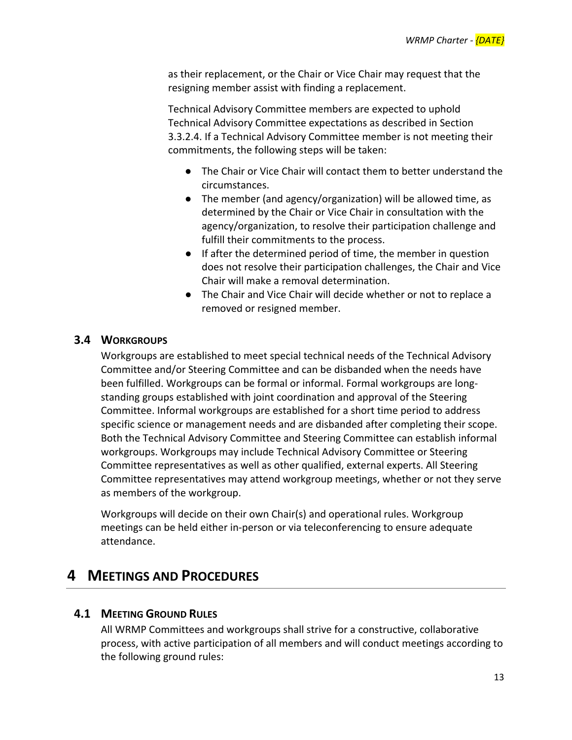as their replacement, or the Chair or Vice Chair may request that the resigning member assist with finding a replacement.

Technical Advisory Committee members are expected to uphold Technical Advisory Committee expectations as described in Section 3.3.2.4. If a Technical Advisory Committee member is not meeting their commitments, the following steps will be taken:

- The Chair or Vice Chair will contact them to better understand the circumstances.
- The member (and agency/organization) will be allowed time, as determined by the Chair or Vice Chair in consultation with the agency/organization, to resolve their participation challenge and fulfill their commitments to the process.
- If after the determined period of time, the member in question does not resolve their participation challenges, the Chair and Vice Chair will make a removal determination.
- The Chair and Vice Chair will decide whether or not to replace a removed or resigned member.

### 3.4 Workgroups

Workgroups are established to meet special technical needs of the Technical Advisory Committee and/or Steering Committee and can be disbanded when the needs have been fulfilled. Workgroups can be formal or informal. Formal workgroups are long-standing groups established with joint coordination and approval of the Steering Committee. Informal workgroups are established for a short time period to address specific science or management needs and are disbanded after completing their scope. Both the Technical Advisory Committee and Steering Committee can establish informal workgroups. Workgroups may include Technical Advisory Committee or Steering Committee representatives as well as other qualified, external experts. All Steering Committee representatives may attend workgroup meetings, whether or not they serve as members of the workgroup.

Workgroups will decide on their own Chair(s) and operational rules. Workgroup meetings can be held either in-person or via teleconferencing to ensure adequate attendance.

## 4 Meetings and Procedures

### 4.1 Meeting Ground Rules

All WRMP Committees and workgroups shall strive for a constructive, collaborative process, with active participation of all members and will conduct meetings according to the following ground rules: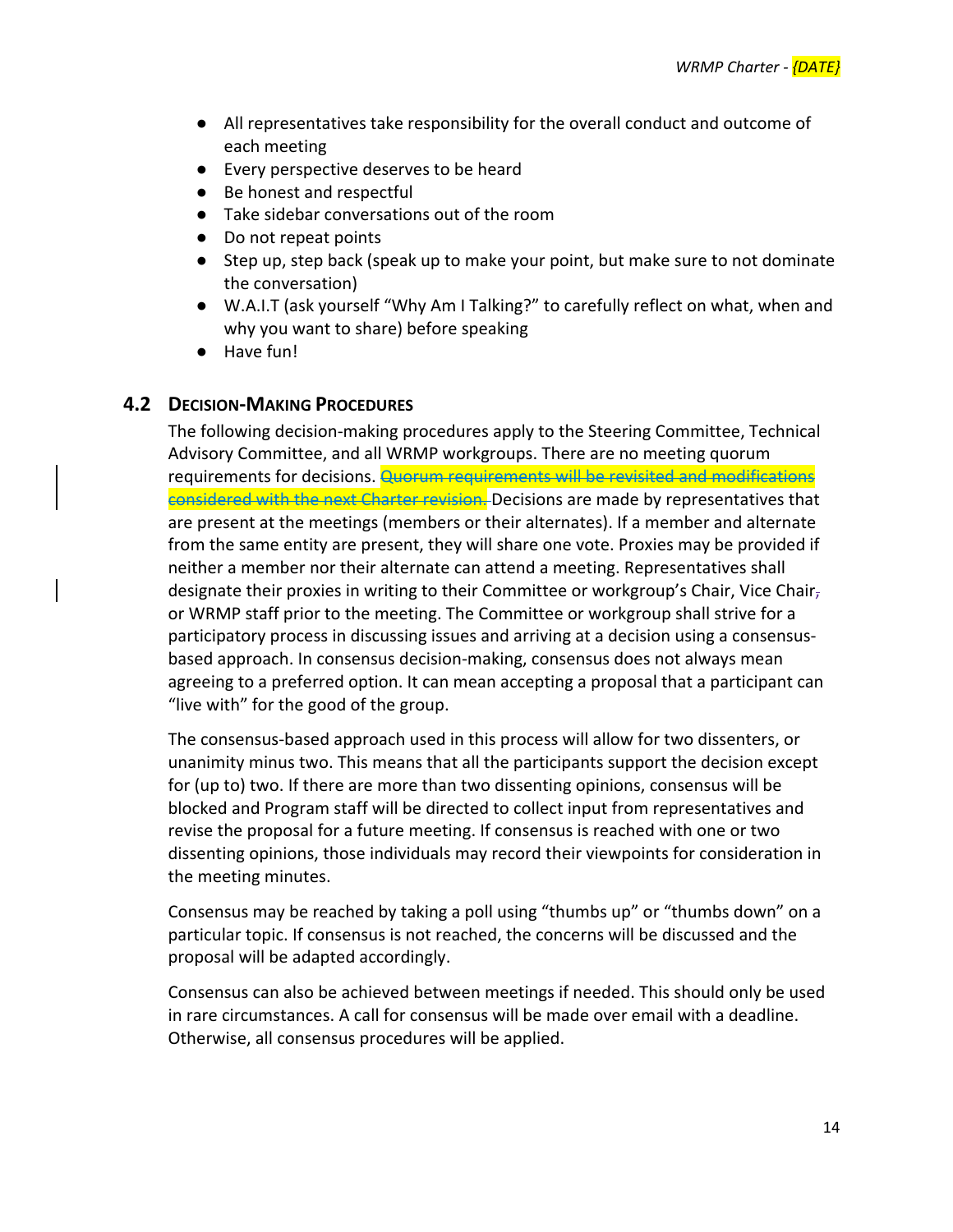- All representatives take responsibility for the overall conduct and outcome of each meeting
- Every perspective deserves to be heard
- Be honest and respectful
- Take sidebar conversations out of the room
- Do not repeat points
- Step up, step back (speak up to make your point, but make sure to not dominate the conversation)
- W.A.I.T (ask yourself "Why Am I Talking?" to carefully reflect on what, when and why you want to share) before speaking
- Have fun!

### 4.2 Decision-Making Procedures

The following decision-making procedures apply to the Steering Committee, Technical Advisory Committee, and all WRMP workgroups. There are no meeting quorum requirements for decisions. ~~Quorum requirements will be revisited and modifications considered with the next Charter revision.~~ Decisions are made by representatives that are present at the meetings (members or their alternates). If a member and alternate from the same entity are present, they will share one vote. Proxies may be provided if neither a member nor their alternate can attend a meeting. Representatives shall designate their proxies in writing to their Committee or workgroup's Chair, Vice Chair~~,~~ or WRMP staff prior to the meeting. The Committee or workgroup shall strive for a participatory process in discussing issues and arriving at a decision using a consensus-based approach. In consensus decision-making, consensus does not always mean agreeing to a preferred option. It can mean accepting a proposal that a participant can "live with" for the good of the group.

The consensus-based approach used in this process will allow for two dissenters, or unanimity minus two. This means that all the participants support the decision except for (up to) two. If there are more than two dissenting opinions, consensus will be blocked and Program staff will be directed to collect input from representatives and revise the proposal for a future meeting. If consensus is reached with one or two dissenting opinions, those individuals may record their viewpoints for consideration in the meeting minutes.

Consensus may be reached by taking a poll using "thumbs up" or "thumbs down" on a particular topic. If consensus is not reached, the concerns will be discussed and the proposal will be adapted accordingly.

Consensus can also be achieved between meetings if needed. This should only be used in rare circumstances. A call for consensus will be made over email with a deadline. Otherwise, all consensus procedures will be applied.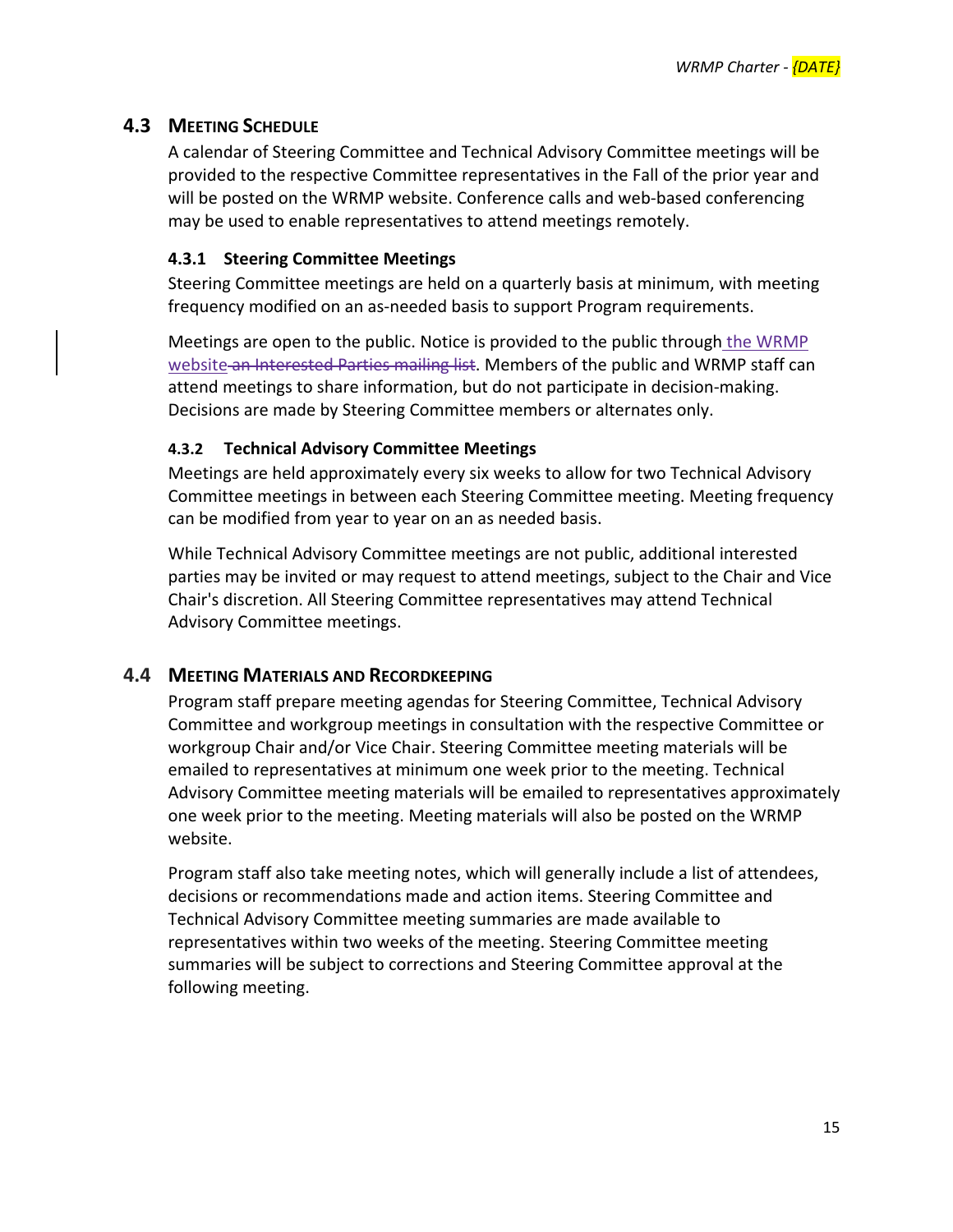## 4.3 MEETING SCHEDULE

A calendar of Steering Committee and Technical Advisory Committee meetings will be provided to the respective Committee representatives in the Fall of the prior year and will be posted on the WRMP website. Conference calls and web-based conferencing may be used to enable representatives to attend meetings remotely.

### 4.3.1 Steering Committee Meetings

Steering Committee meetings are held on a quarterly basis at minimum, with meeting frequency modified on an as-needed basis to support Program requirements.

Meetings are open to the public. Notice is provided to the public through the WRMP website ~~an Interested Parties mailing list~~. Members of the public and WRMP staff can attend meetings to share information, but do not participate in decision-making. Decisions are made by Steering Committee members or alternates only.

### 4.3.2 Technical Advisory Committee Meetings

Meetings are held approximately every six weeks to allow for two Technical Advisory Committee meetings in between each Steering Committee meeting. Meeting frequency can be modified from year to year on an as needed basis.

While Technical Advisory Committee meetings are not public, additional interested parties may be invited or may request to attend meetings, subject to the Chair and Vice Chair's discretion. All Steering Committee representatives may attend Technical Advisory Committee meetings.

## 4.4 MEETING MATERIALS AND RECORDKEEPING

Program staff prepare meeting agendas for Steering Committee, Technical Advisory Committee and workgroup meetings in consultation with the respective Committee or workgroup Chair and/or Vice Chair. Steering Committee meeting materials will be emailed to representatives at minimum one week prior to the meeting. Technical Advisory Committee meeting materials will be emailed to representatives approximately one week prior to the meeting. Meeting materials will also be posted on the WRMP website.

Program staff also take meeting notes, which will generally include a list of attendees, decisions or recommendations made and action items. Steering Committee and Technical Advisory Committee meeting summaries are made available to representatives within two weeks of the meeting. Steering Committee meeting summaries will be subject to corrections and Steering Committee approval at the following meeting.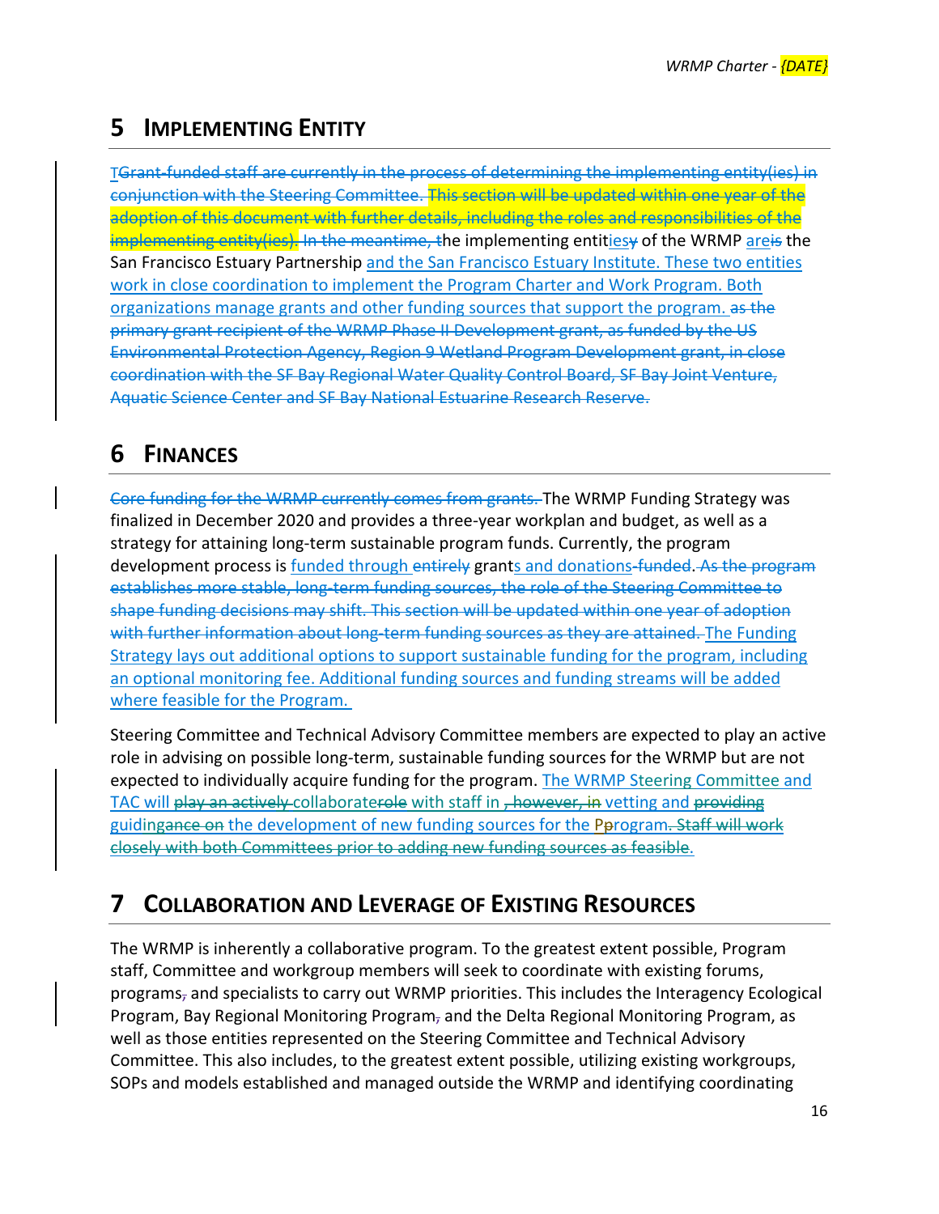# 5 Implementing Entity

T~~Grant-funded staff are currently in the process of determining the implementing entity(ies) in conjunction with the Steering Committee. This section will be updated within one year of the adoption of this document with further details, including the roles and responsibilities of the implementing entity(ies). In the meantime, t~~he implementing entities~~y~~ of the WRMP are~~is~~ the San Francisco Estuary Partnership and the San Francisco Estuary Institute. These two entities work in close coordination to implement the Program Charter and Work Program. Both organizations manage grants and other funding sources that support the program. ~~as the primary grant recipient of the WRMP Phase II Development grant, as funded by the US Environmental Protection Agency, Region 9 Wetland Program Development grant, in close coordination with the SF Bay Regional Water Quality Control Board, SF Bay Joint Venture, Aquatic Science Center and SF Bay National Estuarine Research Reserve.~~

# 6 Finances

~~Core funding for the WRMP currently comes from grants.~~ The WRMP Funding Strategy was finalized in December 2020 and provides a three-year workplan and budget, as well as a strategy for attaining long-term sustainable program funds. Currently, the program development process is funded through ~~entirely~~ grants and donations~~-funded~~. ~~As the program establishes more stable, long-term funding sources, the role of the Steering Committee to shape funding decisions may shift. This section will be updated within one year of adoption with further information about long-term funding sources as they are attained.~~ The Funding Strategy lays out additional options to support sustainable funding for the program, including an optional monitoring fee. Additional funding sources and funding streams will be added where feasible for the Program.

Steering Committee and Technical Advisory Committee members are expected to play an active role in advising on possible long-term, sustainable funding sources for the WRMP but are not expected to individually acquire funding for the program. The WRMP Steering Committee and TAC will ~~play an actively~~ collaborate~~role~~ with staff in ~~, however, in~~ vetting and ~~providing~~ guiding~~ance on~~ the development of new funding sources for the P~~p~~rogram~~. Staff will work closely with both Committees prior to adding new funding sources as feasible~~.

# 7 Collaboration and Leverage of Existing Resources

The WRMP is inherently a collaborative program. To the greatest extent possible, Program staff, Committee and workgroup members will seek to coordinate with existing forums, programs~~,~~ and specialists to carry out WRMP priorities. This includes the Interagency Ecological Program, Bay Regional Monitoring Program~~,~~ and the Delta Regional Monitoring Program, as well as those entities represented on the Steering Committee and Technical Advisory Committee. This also includes, to the greatest extent possible, utilizing existing workgroups, SOPs and models established and managed outside the WRMP and identifying coordinating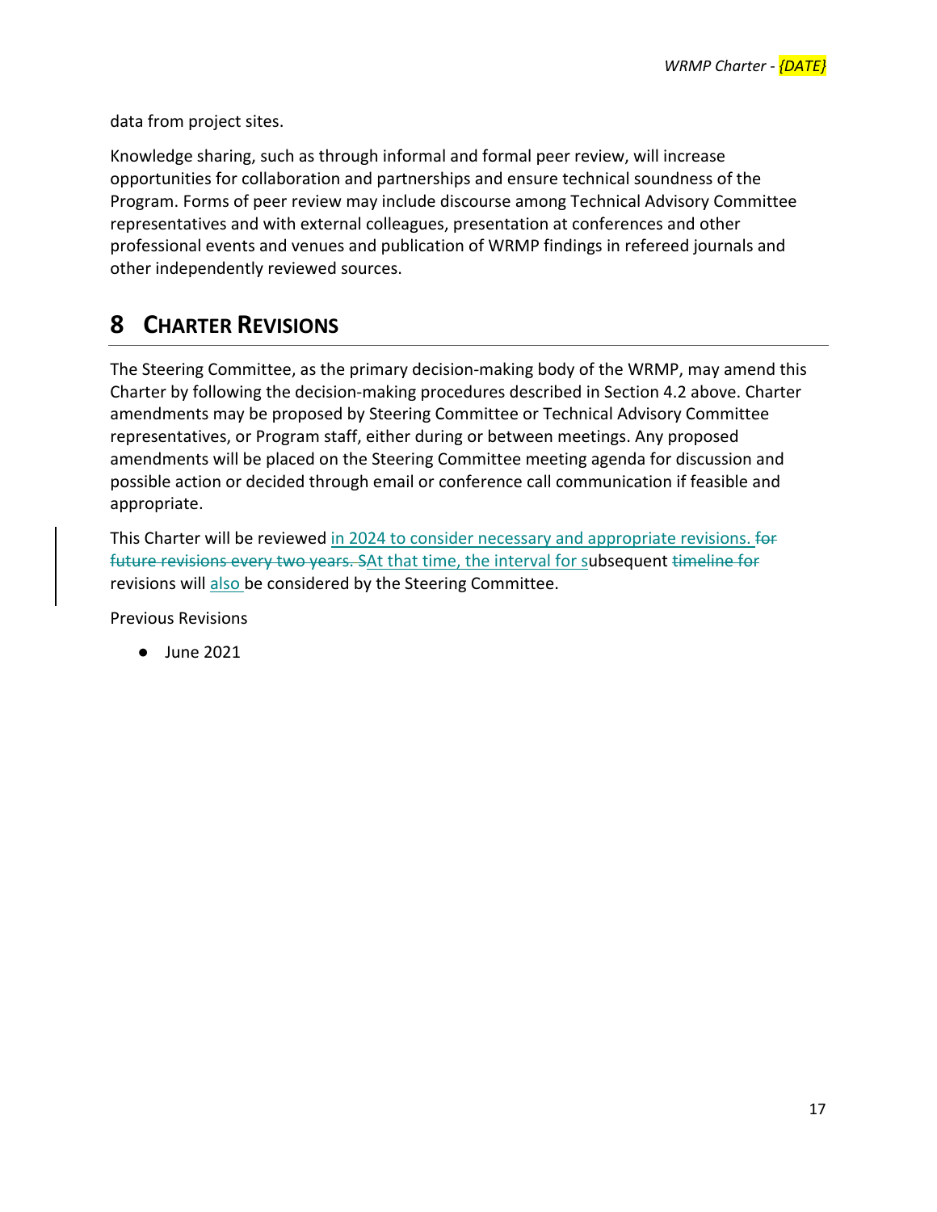data from project sites.

Knowledge sharing, such as through informal and formal peer review, will increase opportunities for collaboration and partnerships and ensure technical soundness of the Program. Forms of peer review may include discourse among Technical Advisory Committee representatives and with external colleagues, presentation at conferences and other professional events and venues and publication of WRMP findings in refereed journals and other independently reviewed sources.

# 8 Charter Revisions

The Steering Committee, as the primary decision-making body of the WRMP, may amend this Charter by following the decision-making procedures described in Section 4.2 above. Charter amendments may be proposed by Steering Committee or Technical Advisory Committee representatives, or Program staff, either during or between meetings. Any proposed amendments will be placed on the Steering Committee meeting agenda for discussion and possible action or decided through email or conference call communication if feasible and appropriate.

This Charter will be reviewed in 2024 to consider necessary and appropriate revisions. ~~for future revisions every two years. S~~At that time, the interval for subsequent ~~timeline for~~ revisions will also be considered by the Steering Committee.

Previous Revisions

- June 2021